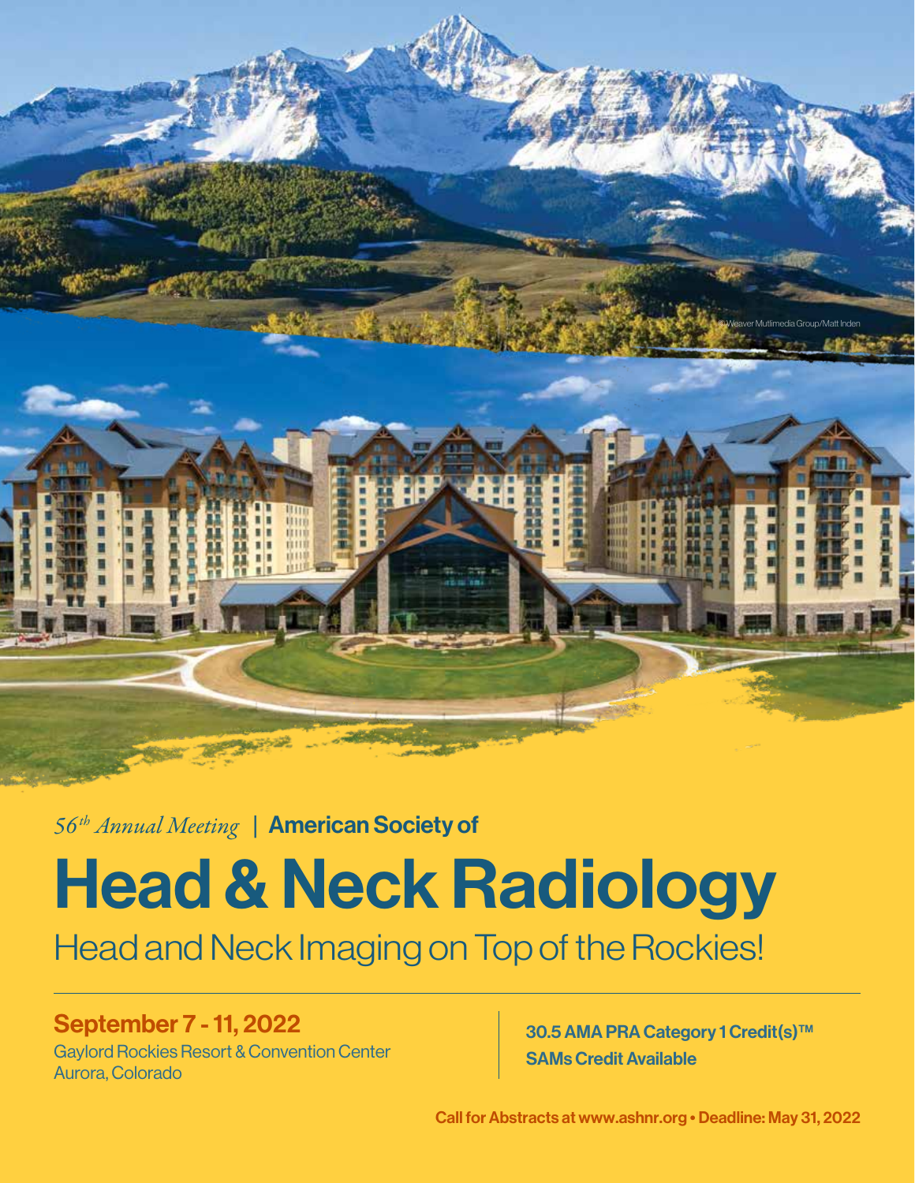© Weaver Mutlimedia Group/Matt Inden

*56th Annual Meeting* | **American Society of**

# Head & Neck Radiology

## Head and Neck Imaging on Top of the Rockies!

**September 7 - 11, 2022**

Gaylord Rockies Resort & Convention Center
Aurora, Colorado

**30.5 AMA PRA Category 1 Credit(s)™**
**SAMs Credit Available**

**Call for Abstracts at www.ashnr.org • Deadline: May 31, 2022**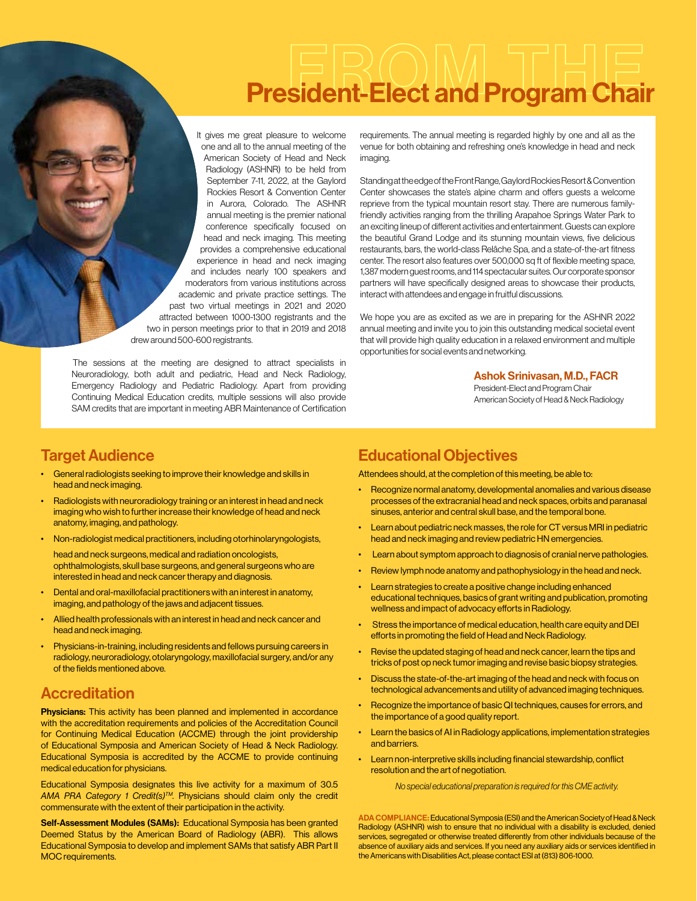# FROM THE President-Elect and Program Chair

It gives me great pleasure to welcome one and all to the annual meeting of the American Society of Head and Neck Radiology (ASHNR) to be held from September 7-11, 2022, at the Gaylord Rockies Resort & Convention Center in Aurora, Colorado. The ASHNR annual meeting is the premier national conference specifically focused on head and neck imaging. This meeting provides a comprehensive educational experience in head and neck imaging and includes nearly 100 speakers and moderators from various institutions across academic and private practice settings. The past two virtual meetings in 2021 and 2020 attracted between 1000-1300 registrants and the two in person meetings prior to that in 2019 and 2018 drew around 500-600 registrants.

The sessions at the meeting are designed to attract specialists in Neuroradiology, both adult and pediatric, Head and Neck Radiology, Emergency Radiology and Pediatric Radiology. Apart from providing Continuing Medical Education credits, multiple sessions will also provide SAM credits that are important in meeting ABR Maintenance of Certification requirements. The annual meeting is regarded highly by one and all as the venue for both obtaining and refreshing one's knowledge in head and neck imaging.

Standing at the edge of the Front Range, Gaylord Rockies Resort & Convention Center showcases the state's alpine charm and offers guests a welcome reprieve from the typical mountain resort stay. There are numerous family-friendly activities ranging from the thrilling Arapahoe Springs Water Park to an exciting lineup of different activities and entertainment. Guests can explore the beautiful Grand Lodge and its stunning mountain views, five delicious restaurants, bars, the world-class Relâche Spa, and a state-of-the-art fitness center. The resort also features over 500,000 sq ft of flexible meeting space, 1,387 modern guest rooms, and 114 spectacular suites. Our corporate sponsor partners will have specifically designed areas to showcase their products, interact with attendees and engage in fruitful discussions.

We hope you are as excited as we are in preparing for the ASHNR 2022 annual meeting and invite you to join this outstanding medical societal event that will provide high quality education in a relaxed environment and multiple opportunities for social events and networking.

**Ashok Srinivasan, M.D., FACR**
President-Elect and Program Chair
American Society of Head & Neck Radiology

## Target Audience

- General radiologists seeking to improve their knowledge and skills in head and neck imaging.
- Radiologists with neuroradiology training or an interest in head and neck imaging who wish to further increase their knowledge of head and neck anatomy, imaging, and pathology.
- Non-radiologist medical practitioners, including otorhinolaryngologists, head and neck surgeons, medical and radiation oncologists, ophthalmologists, skull base surgeons, and general surgeons who are interested in head and neck cancer therapy and diagnosis.
- Dental and oral-maxillofacial practitioners with an interest in anatomy, imaging, and pathology of the jaws and adjacent tissues.
- Allied health professionals with an interest in head and neck cancer and head and neck imaging.
- Physicians-in-training, including residents and fellows pursuing careers in radiology, neuroradiology, otolaryngology, maxillofacial surgery, and/or any of the fields mentioned above.

## Accreditation

**Physicians:** This activity has been planned and implemented in accordance with the accreditation requirements and policies of the Accreditation Council for Continuing Medical Education (ACCME) through the joint providership of Educational Symposia and American Society of Head & Neck Radiology. Educational Symposia is accredited by the ACCME to provide continuing medical education for physicians.

Educational Symposia designates this live activity for a maximum of 30.5 *AMA PRA Category 1 Credit(s)™*. Physicians should claim only the credit commensurate with the extent of their participation in the activity.

**Self-Assessment Modules (SAMs):** Educational Symposia has been granted Deemed Status by the American Board of Radiology (ABR). This allows Educational Symposia to develop and implement SAMs that satisfy ABR Part II MOC requirements.

## Educational Objectives

Attendees should, at the completion of this meeting, be able to:

- Recognize normal anatomy, developmental anomalies and various disease processes of the extracranial head and neck spaces, orbits and paranasal sinuses, anterior and central skull base, and the temporal bone.
- Learn about pediatric neck masses, the role for CT versus MRI in pediatric head and neck imaging and review pediatric HN emergencies.
- Learn about symptom approach to diagnosis of cranial nerve pathologies.
- Review lymph node anatomy and pathophysiology in the head and neck.
- Learn strategies to create a positive change including enhanced educational techniques, basics of grant writing and publication, promoting wellness and impact of advocacy efforts in Radiology.
- Stress the importance of medical education, health care equity and DEI efforts in promoting the field of Head and Neck Radiology.
- Revise the updated staging of head and neck cancer, learn the tips and tricks of post op neck tumor imaging and revise basic biopsy strategies.
- Discuss the state-of-the-art imaging of the head and neck with focus on technological advancements and utility of advanced imaging techniques.
- Recognize the importance of basic QI techniques, causes for errors, and the importance of a good quality report.
- Learn the basics of AI in Radiology applications, implementation strategies and barriers.
- Learn non-interpretive skills including financial stewardship, conflict resolution and the art of negotiation.

*No special educational preparation is required for this CME activity.*

**ADA COMPLIANCE:** Educational Symposia (ESI) and the American Society of Head & Neck Radiology (ASHNR) wish to ensure that no individual with a disability is excluded, denied services, segregated or otherwise treated differently from other individuals because of the absence of auxiliary aids and services. If you need any auxiliary aids or services identified in the Americans with Disabilities Act, please contact ESI at (813) 806-1000.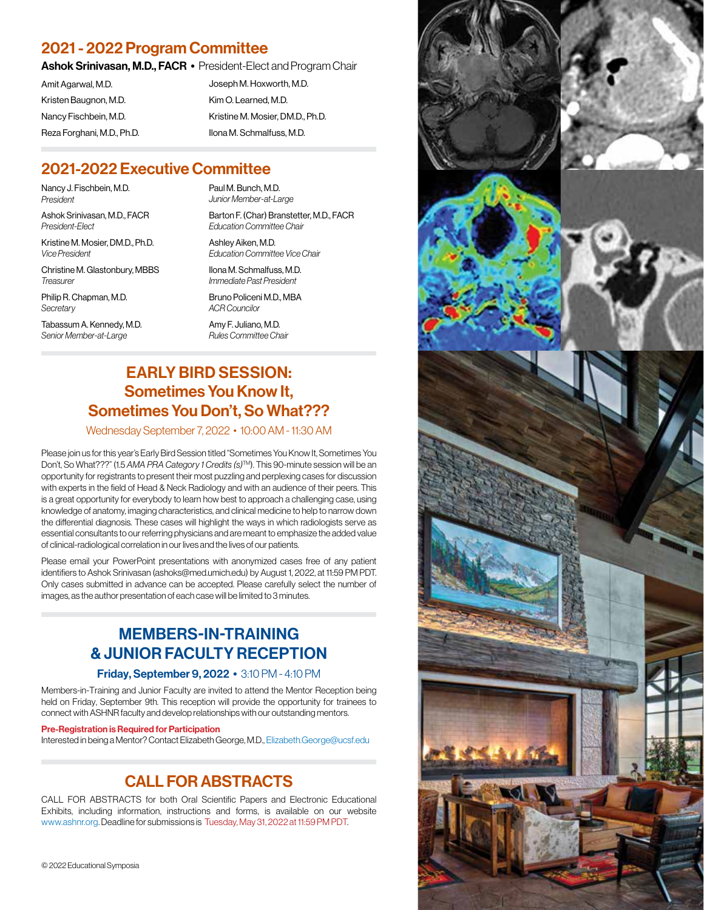## 2021 - 2022 Program Committee

**Ashok Srinivasan, M.D., FACR** • President-Elect and Program Chair

Amit Agarwal, M.D.
Kristen Baugnon, M.D.
Nancy Fischbein, M.D.
Reza Forghani, M.D., Ph.D.
Joseph M. Hoxworth, M.D.
Kim O. Learned, M.D.
Kristine M. Mosier, DM.D., Ph.D.
Ilona M. Schmalfuss, M.D.

## 2021-2022 Executive Committee

Nancy J. Fischbein, M.D.
*President*

Ashok Srinivasan, M.D., FACR
*President-Elect*

Kristine M. Mosier, DM.D., Ph.D.
*Vice President*

Christine M. Glastonbury, MBBS
*Treasurer*

Philip R. Chapman, M.D.
*Secretary*

Tabassum A. Kennedy, M.D.
*Senior Member-at-Large*

Paul M. Bunch, M.D.
*Junior Member-at-Large*

Barton F. (Char) Branstetter, M.D., FACR
*Education Committee Chair*

Ashley Aiken, M.D.
*Education Committee Vice Chair*

Ilona M. Schmalfuss, M.D.
*Immediate Past President*

Bruno Policeni M.D., MBA
*ACR Councilor*

Amy F. Juliano, M.D.
*Rules Committee Chair*

## EARLY BIRD SESSION: Sometimes You Know It, Sometimes You Don't, So What???

Wednesday September 7, 2022 • 10:00 AM - 11:30 AM

Please join us for this year's Early Bird Session titled "Sometimes You Know It, Sometimes You Don't, So What???" (1.5 *AMA PRA Category 1 Credits (s)*™). This 90-minute session will be an opportunity for registrants to present their most puzzling and perplexing cases for discussion with experts in the field of Head & Neck Radiology and with an audience of their peers. This is a great opportunity for everybody to learn how best to approach a challenging case, using knowledge of anatomy, imaging characteristics, and clinical medicine to help to narrow down the differential diagnosis. These cases will highlight the ways in which radiologists serve as essential consultants to our referring physicians and are meant to emphasize the added value of clinical-radiological correlation in our lives and the lives of our patients.

Please email your PowerPoint presentations with anonymized cases free of any patient identifiers to Ashok Srinivasan (ashoks@med.umich.edu) by August 1, 2022, at 11:59 PM PDT. Only cases submitted in advance can be accepted. Please carefully select the number of images, as the author presentation of each case will be limited to 3 minutes.

## MEMBERS-IN-TRAINING & JUNIOR FACULTY RECEPTION

**Friday, September 9, 2022** • 3:10 PM - 4:10 PM

Members-in-Training and Junior Faculty are invited to attend the Mentor Reception being held on Friday, September 9th. This reception will provide the opportunity for trainees to connect with ASHNR faculty and develop relationships with our outstanding mentors.

**Pre-Registration is Required for Participation**

Interested in being a Mentor? Contact Elizabeth George, M.D., Elizabeth.George@ucsf.edu

## CALL FOR ABSTRACTS

CALL FOR ABSTRACTS for both Oral Scientific Papers and Electronic Educational Exhibits, including information, instructions and forms, is available on our website www.ashnr.org. Deadline for submissions is Tuesday, May 31, 2022 at 11:59 PM PDT.

© 2022 Educational Symposia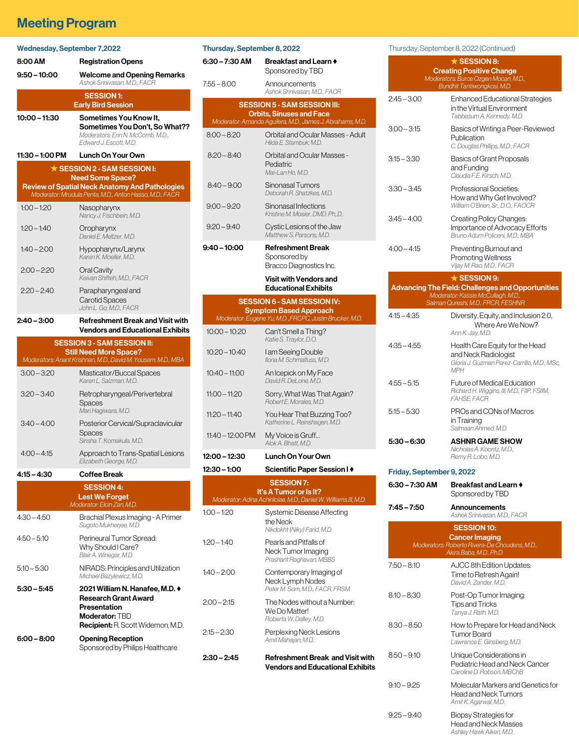# Meeting Program

## Wednesday, September 7, 2022

**8:00 AM** — **Registration Opens**

**9:50 – 10:00** — **Welcome and Opening Remarks**
*Ashok Srinivasan, M.D., FACR*

### SESSION 1: Early Bird Session

**10:00 – 11:30** — **Sometimes You Know It, Sometimes You Don't, So What??**
*Moderators: Erin N. McComb, M.D., Edward J. Escott, M.D.*

**11:30 – 1:00 PM** — **Lunch On Your Own**

### ★ SESSION 2 - SAM SESSION I: Need Some Space? Review of Spatial Neck Anatomy And Pathologies
*Moderator: Mrudula Penta, M.D., Anton Hasso, M.D., FACR*

| Time | Topic |
|---|---|
| 1:00 – 1:20 | Nasopharynx<br>*Nancy J. Fischbein, M.D.* |
| 1:20 – 1:40 | Oropharynx<br>*Daniel E. Meltzer, M.D.* |
| 1:40 – 2:00 | Hypopharynx/Larynx<br>*Karen K. Moeller, M.D.* |
| 2:00 – 2:20 | Oral Cavity<br>*Keivan Shifteh, M.D., FACR* |
| 2:20 – 2:40 | Parapharyngeal and Carotid Spaces<br>*John L. Go, M.D., FACR* |

**2:40 – 3:00** — **Refreshment Break and Visit with Vendors and Educational Exhibits**

### SESSION 3 - SAM SESSION II: Still Need More Space?
*Moderators: Anant Krishnan, M.D., David M. Yousem, M.D., MBA*

| Time | Topic |
|---|---|
| 3:00 – 3:20 | Masticator/Buccal Spaces<br>*Karen L. Salzman, M.D.* |
| 3:20 – 3:40 | Retropharyngeal/Perivertebral Spaces<br>*Mari Hagiwara, M.D.* |
| 3:40 – 4:00 | Posterior Cervical/Supraclavicular Spaces<br>*Sirisha T. Komakula, M.D.* |
| 4:00 – 4:15 | Approach to Trans-Spatial Lesions<br>*Elizabeth George, M.D.* |

**4:15 – 4:30** — **Coffee Break**

### SESSION 4: Lest We Forget
*Moderator: Elcin Zan, M.D.*

| Time | Topic |
|---|---|
| 4:30 – 4:50 | Brachial Plexus Imaging - A Primer<br>*Sugoto Mukherjee, M.D.* |
| 4:50 – 5:10 | Perineural Tumor Spread: Why Should I Care?<br>*Blair A. Winegar, M.D.* |
| 5:10 – 5:30 | NIRADS: Principles and Utilization<br>*Michael Bazylewicz, M.D.* |

**5:30 – 5:45** — **2021 William N. Hanafee, M.D. ♦ Research Grant Award Presentation**
**Moderator:** TBD
**Recipient:** R. Scott Widemon, M.D.

**6:00 – 8:00** — **Opening Reception**
Sponsored by Philips Healthcare

## Thursday, September 8, 2022

**6:30 – 7:30 AM** — **Breakfast and Learn ♦**
Sponsored by TBD

**7:55 – 8:00** — Announcements
*Ashok Srinivasan, M.D., FACR*

### SESSION 5 - SAM SESSION III: Orbits, Sinuses and Face
*Moderator: Amanda Aguilera, M.D., James J. Abrahams, M.D.*

| Time | Topic |
|---|---|
| 8:00 – 8:20 | Orbital and Ocular Masses - Adult<br>*Hilda E. Stambuk, M.D.* |
| 8:20 – 8:40 | Orbital and Ocular Masses - Pediatric<br>*Mai-Lan Ho, M.D.* |
| 8:40 – 9:00 | Sinonasal Tumors<br>*Deborah R. Shatzkes, M.D.* |
| 9:00 – 9:20 | Sinonasal Infections<br>*Kristine M. Mosier, DMD, Ph.D.* |
| 9:20 – 9:40 | Cystic Lesions of the Jaw<br>*Matthew S. Parsons, M.D.* |

**9:40 – 10:00** — **Refreshment Break**
Sponsored by Bracco Diagnostics Inc.

**Visit with Vendors and Educational Exhibits**

### SESSION 6 - SAM SESSION IV: Symptom Based Approach
*Moderator: Eugene Yu, M.D., FRCPC, Justin Brucker, M.D.*

| Time | Topic |
|---|---|
| 10:00 – 10:20 | Can't Smell a Thing?<br>*Katie S. Traylor, D.O.* |
| 10:20 – 10:40 | I am Seeing Double<br>*Ilona M. Schmalfuss, M.D.* |
| 10:40 – 11:00 | An Icepick on My Face<br>*David R. DeLone, M.D.* |
| 11:00 – 11:20 | Sorry, What Was That Again?<br>*Robert E. Morales, M.D.* |
| 11:20 – 11:40 | You Hear That Buzzing Too?<br>*Katherine L. Reinshagen, M.D.* |
| 11:40 – 12:00 PM | My Voice is Gruff...<br>*Alok A. Bhatt, M.D.* |

**12:00 – 12:30** — **Lunch On Your Own**

**12:30 – 1:00** — **Scientific Paper Session I ♦**

### SESSION 7: It's A Tumor or Is It?
*Moderator: Adina Achiriloaie, M.D., Daniel W. Williams III, M.D.*

| Time | Topic |
|---|---|
| 1:00 – 1:20 | Systemic Disease Affecting the Neck<br>*Nikdokht (Niky) Farid, M.D.* |
| 1:20 – 1:40 | Pearls and Pitfalls of Neck Tumor Imaging<br>*Prashant Raghavan, MBBS* |
| 1:40 – 2:00 | Contemporary Imaging of Neck Lymph Nodes<br>*Peter M. Som, M.D., FACR, FRSM* |
| 2:00 – 2:15 | The Nodes without a Number: We Do Matter!<br>*Roberta W. Dalley, M.D.* |
| 2:15 – 2:30 | Perplexing Neck Lesions<br>*Amit Mahajan, M.D.* |

**2:30 – 2:45** — **Refreshment Break and Visit with Vendors and Educational Exhibits**

## Thursday, September 8, 2022 (Continued)

### ★ SESSION 8: Creating Positive Change
*Moderators: Burce Ozgen Mocan, M.D., Bundhit Tantiwongkosi, M.D.*

| Time | Topic |
|---|---|
| 2:45 – 3:00 | Enhanced Educational Strategies in the Virtual Environment<br>*Tabbassum A. Kennedy, M.D.* |
| 3:00 – 3:15 | Basics of Writing a Peer-Reviewed Publication<br>*C. Douglas Phillips, M.D., FACR* |
| 3:15 – 3:30 | Basics of Grant Proposals and Funding<br>*Claudia F.E. Kirsch, M.D.* |
| 3:30 – 3:45 | Professional Societies: How and Why Get Involved?<br>*William O'Brien, Sr., D.O., FAOCR* |
| 3:45 – 4:00 | Creating Policy Changes: Importance of Advocacy Efforts<br>*Bruno Adum Policeni, M.D., MBA* |
| 4:00 – 4:15 | Preventing Burnout and Promoting Wellness<br>*Vijay M. Rao, M.D., FACR* |

### ★ SESSION 9: Advancing The Field: Challenges and Opportunities
*Moderator: Kassie McCullagh, M.D., Salman Qureshi, M.D., FRCR, FESHNR*

| Time | Topic |
|---|---|
| 4:15 – 4:35 | Diversity, Equity, and Inclusion 2.0, Where Are We Now?<br>*Ann K. Jay, M.D.* |
| 4:35 – 4:55 | Health Care Equity for the Head and Neck Radiologist<br>*Gloria J. Guzman Perez-Carrillo, M.D., MSc, MPH* |
| 4:55 – 5:15 | Future of Medical Education<br>*Richard H. Wiggins, III, M.D., FIIP, FSIIM, FAHSE, FACR* |
| 5:15 – 5:30 | PROs and CONs of Macros in Training<br>*Salmaan Ahmed, M.D.* |

**5:30 – 6:30** — **ASHNR GAME SHOW**
*Nicholas A. Koontz, M.D., Remy R. Lobo, M.D.*

## Friday, September 9, 2022

**6:30 – 7:30 AM** — **Breakfast and Learn ♦**
Sponsored by TBD

**7:45 – 7:50** — **Announcements**
*Ashok Srinivasan, M.D., FACR*

### SESSION 10: Cancer Imaging
*Moderators: Roberto Rivera-De Choudens, M.D., Akira Baba, M.D., Ph.D.*

| Time | Topic |
|---|---|
| 7:50 – 8:10 | AJCC 8th Edition Updates: Time to Refresh Again!<br>*David A. Zander, M.D.* |
| 8:10 – 8:30 | Post-Op Tumor Imaging: Tips and Tricks<br>*Tanya J. Rath, M.D.* |
| 8:30 – 8:50 | How to Prepare for Head and Neck Tumor Board<br>*Lawrence E. Ginsberg, M.D.* |
| 8:50 – 9:10 | Unique Considerations in Pediatric Head and Neck Cancer<br>*Caroline D. Robson, MBChB* |
| 9:10 – 9:25 | Molecular Markers and Genetics for Head and Neck Tumors<br>*Amit K. Agarwal, M.D.* |
| 9:25 – 9:40 | Biopsy Strategies for Head and Neck Masses<br>*Ashley Hawk Aiken, M.D.* |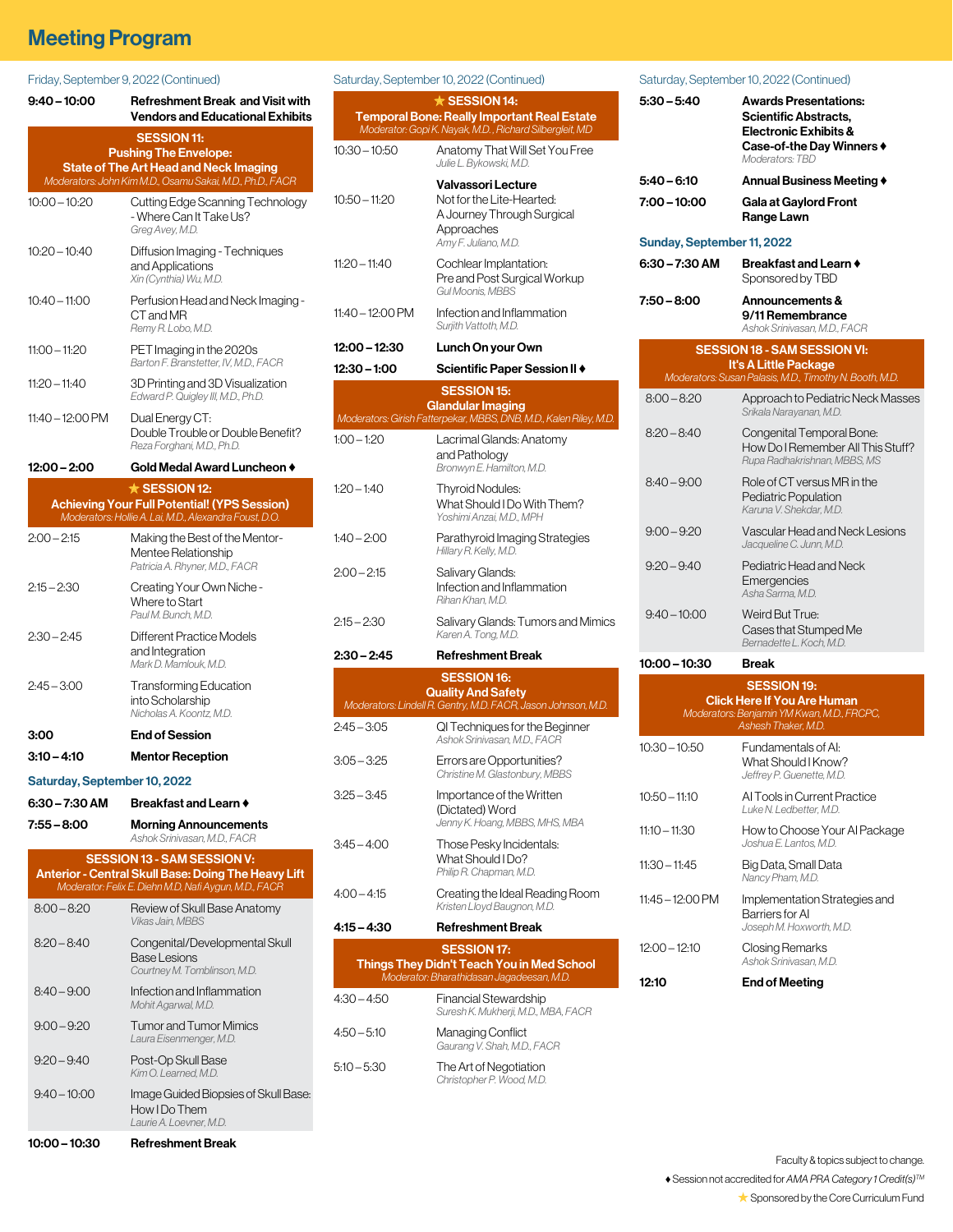# Meeting Program

Friday, September 9, 2022 (Continued)

**9:40 – 10:00** **Refreshment Break and Visit with Vendors and Educational Exhibits**

### SESSION 11: Pushing The Envelope: State of The Art Head and Neck Imaging
*Moderators: John Kim M.D., Osamu Sakai, M.D., Ph.D., FACR*

| Time | Topic |
|---|---|
| 10:00 – 10:20 | Cutting Edge Scanning Technology - Where Can It Take Us? *Greg Avey, M.D.* |
| 10:20 – 10:40 | Diffusion Imaging - Techniques and Applications *Xin (Cynthia) Wu, M.D.* |
| 10:40 – 11:00 | Perfusion Head and Neck Imaging - CT and MR *Remy R. Lobo, M.D.* |
| 11:00 – 11:20 | PET Imaging in the 2020s *Barton F. Branstetter, IV, M.D., FACR* |
| 11:20 – 11:40 | 3D Printing and 3D Visualization *Edward P. Quigley III, M.D., Ph.D.* |
| 11:40 – 12:00 PM | Dual Energy CT: Double Trouble or Double Benefit? *Reza Forghani, M.D., Ph.D.* |

**12:00 – 2:00** **Gold Medal Award Luncheon ♦**

### ★ SESSION 12: Achieving Your Full Potential! (YPS Session)
*Moderators: Hollie A. Lai, M.D., Alexandra Foust, D.O.*

| Time | Topic |
|---|---|
| 2:00 – 2:15 | Making the Best of the Mentor-Mentee Relationship *Patricia A. Rhyner, M.D., FACR* |
| 2:15 – 2:30 | Creating Your Own Niche - Where to Start *Paul M. Bunch, M.D.* |
| 2:30 – 2:45 | Different Practice Models and Integration *Mark D. Mamlouk, M.D.* |
| 2:45 – 3:00 | Transforming Education into Scholarship *Nicholas A. Koontz, M.D.* |

**3:00** **End of Session**

**3:10 – 4:10** **Mentor Reception**

## Saturday, September 10, 2022

**6:30 – 7:30 AM** **Breakfast and Learn ♦**

**7:55 – 8:00** **Morning Announcements**
*Ashok Srinivasan, M.D., FACR*

### SESSION 13 - SAM SESSION V: Anterior - Central Skull Base: Doing The Heavy Lift
*Moderator: Felix E. Diehn M.D, Nafi Aygun, M.D., FACR*

| Time | Topic |
|---|---|
| 8:00 – 8:20 | Review of Skull Base Anatomy *Vikas Jain, MBBS* |
| 8:20 – 8:40 | Congenital/Developmental Skull Base Lesions *Courtney M. Tomblinson, M.D.* |
| 8:40 – 9:00 | Infection and Inflammation *Mohit Agarwal, M.D.* |
| 9:00 – 9:20 | Tumor and Tumor Mimics *Laura Eisenmenger, M.D.* |
| 9:20 – 9:40 | Post-Op Skull Base *Kim O. Learned, M.D.* |
| 9:40 – 10:00 | Image Guided Biopsies of Skull Base: How I Do Them *Laurie A. Loevner, M.D.* |

**10:00 – 10:30** **Refreshment Break**

Saturday, September 10, 2022 (Continued)

### ★ SESSION 14: Temporal Bone: Really Important Real Estate
*Moderator: Gopi K. Nayak, M.D., Richard Silbergleit, MD*

| Time | Topic |
|---|---|
| 10:30 – 10:50 | Anatomy That Will Set You Free *Julie L. Bykowski, M.D.* |
| 10:50 – 11:20 | **Valvassori Lecture** Not for the Lite-Hearted: A Journey Through Surgical Approaches *Amy F. Juliano, M.D.* |
| 11:20 – 11:40 | Cochlear Implantation: Pre and Post Surgical Workup *Gul Moonis, MBBS* |
| 11:40 – 12:00 PM | Infection and Inflammation *Surjith Vattoth, M.D.* |

**12:00 – 12:30** **Lunch On your Own**

**12:30 – 1:00** **Scientific Paper Session II ♦**

### SESSION 15: Glandular Imaging
*Moderators: Girish Fatterpekar, MBBS, DNB, M.D., Kalen Riley, M.D.*

| Time | Topic |
|---|---|
| 1:00 – 1:20 | Lacrimal Glands: Anatomy and Pathology *Bronwyn E. Hamilton, M.D.* |
| 1:20 – 1:40 | Thyroid Nodules: What Should I Do With Them? *Yoshimi Anzai, M.D., MPH* |
| 1:40 – 2:00 | Parathyroid Imaging Strategies *Hillary R. Kelly, M.D.* |
| 2:00 – 2:15 | Salivary Glands: Infection and Inflammation *Rihan Khan, M.D.* |
| 2:15 – 2:30 | Salivary Glands: Tumors and Mimics *Karen A. Tong, M.D.* |

**2:30 – 2:45** **Refreshment Break**

### SESSION 16: Quality And Safety
*Moderators: Lindell R. Gentry, M.D. FACR, Jason Johnson, M.D.*

| Time | Topic |
|---|---|
| 2:45 – 3:05 | QI Techniques for the Beginner *Ashok Srinivasan, M.D., FACR* |
| 3:05 – 3:25 | Errors are Opportunities? *Christine M. Glastonbury, MBBS* |
| 3:25 – 3:45 | Importance of the Written (Dictated) Word *Jenny K. Hoang, MBBS, MHS, MBA* |
| 3:45 – 4:00 | Those Pesky Incidentals: What Should I Do? *Philip R. Chapman, M.D.* |
| 4:00 – 4:15 | Creating the Ideal Reading Room *Kristen Lloyd Baugnon, M.D.* |

**4:15 – 4:30** **Refreshment Break**

### SESSION 17: Things They Didn't Teach You in Med School
*Moderator: Bharathidasan Jagadeesan, M.D.*

| Time | Topic |
|---|---|
| 4:30 – 4:50 | Financial Stewardship *Suresh K. Mukherji, M.D., MBA, FACR* |
| 4:50 – 5:10 | Managing Conflict *Gaurang V. Shah, M.D., FACR* |
| 5:10 – 5:30 | The Art of Negotiation *Christopher P. Wood, M.D.* |

Saturday, September 10, 2022 (Continued)

**5:30 – 5:40** **Awards Presentations: Scientific Abstracts, Electronic Exhibits & Case-of-the Day Winners ♦**
*Moderators: TBD*

**5:40 – 6:10** **Annual Business Meeting ♦**

**7:00 – 10:00** **Gala at Gaylord Front Range Lawn**

## Sunday, September 11, 2022

**6:30 – 7:30 AM** **Breakfast and Learn ♦**
Sponsored by TBD

**7:50 – 8:00** **Announcements & 9/11 Remembrance**
*Ashok Srinivasan, M.D., FACR*

### SESSION 18 - SAM SESSION VI: It's A Little Package
*Moderators: Susan Palasis, M.D., Timothy N. Booth, M.D.*

| Time | Topic |
|---|---|
| 8:00 – 8:20 | Approach to Pediatric Neck Masses *Srikala Narayanan, M.D.* |
| 8:20 – 8:40 | Congenital Temporal Bone: How Do I Remember All This Stuff? *Rupa Radhakrishnan, MBBS, MS* |
| 8:40 – 9:00 | Role of CT versus MR in the Pediatric Population *Karuna V. Shekdar, M.D.* |
| 9:00 – 9:20 | Vascular Head and Neck Lesions *Jacqueline C. Junn, M.D.* |
| 9:20 – 9:40 | Pediatric Head and Neck Emergencies *Asha Sarma, M.D.* |
| 9:40 – 10:00 | Weird But True: Cases that Stumped Me *Bernadette L. Koch, M.D.* |

**10:00 – 10:30** **Break**

### SESSION 19: Click Here If You Are Human
*Moderators: Benjamin YM Kwan, M.D., FRCPC, Ashesh Thaker, M.D.*

| Time | Topic |
|---|---|
| 10:30 – 10:50 | Fundamentals of AI: What Should I Know? *Jeffrey P. Guenette, M.D.* |
| 10:50 – 11:10 | AI Tools in Current Practice *Luke N. Ledbetter, M.D.* |
| 11:10 – 11:30 | How to Choose Your AI Package *Joshua E. Lantos, M.D.* |
| 11:30 – 11:45 | Big Data, Small Data *Nancy Pham, M.D.* |
| 11:45 – 12:00 PM | Implementation Strategies and Barriers for AI *Joseph M. Hoxworth, M.D.* |
| 12:00 – 12:10 | Closing Remarks *Ashok Srinivasan, M.D.* |

**12:10** **End of Meeting**

Faculty & topics subject to change.

♦ Session not accredited for *AMA PRA Category 1 Credit(s)™*

★ Sponsored by the Core Curriculum Fund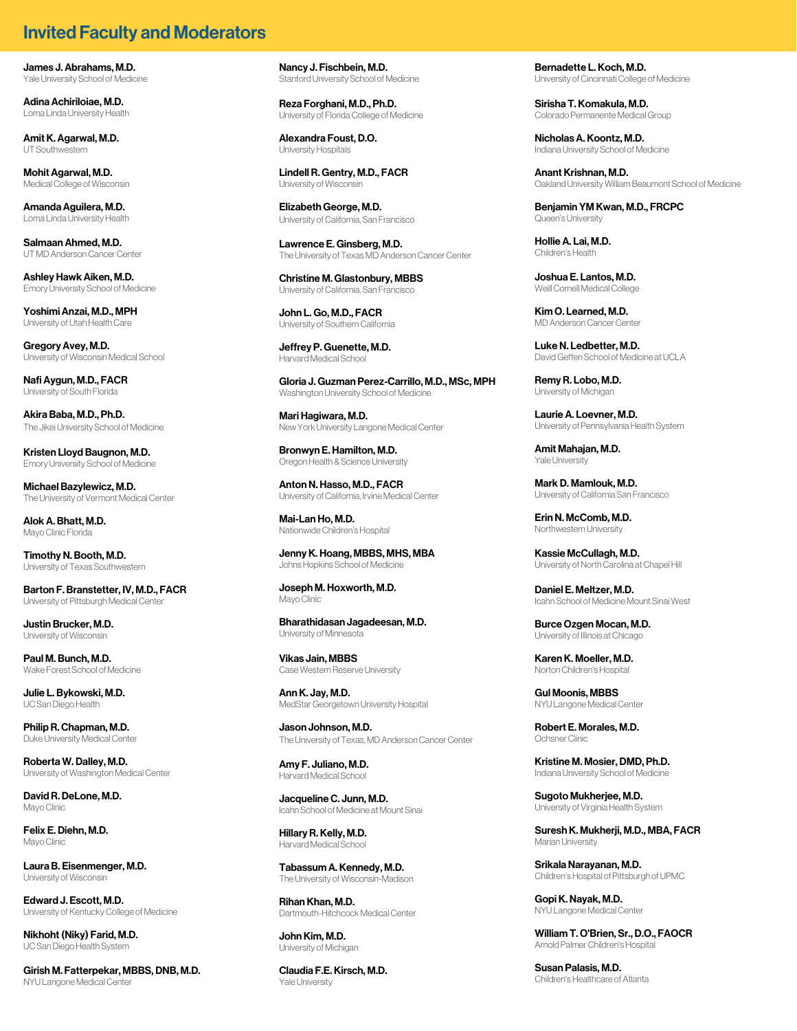# Invited Faculty and Moderators

**James J. Abrahams, M.D.**
Yale University School of Medicine

**Adina Achiriloiae, M.D.**
Loma Linda University Health

**Amit K. Agarwal, M.D.**
UT Southwestern

**Mohit Agarwal, M.D.**
Medical College of Wisconsin

**Amanda Aguilera, M.D.**
Loma Linda University Health

**Salmaan Ahmed, M.D.**
UT MD Anderson Cancer Center

**Ashley Hawk Aiken, M.D.**
Emory University School of Medicine

**Yoshimi Anzai, M.D., MPH**
University of Utah Health Care

**Gregory Avey, M.D.**
University of Wisconsin Medical School

**Nafi Aygun, M.D., FACR**
University of South Florida

**Akira Baba, M.D., Ph.D.**
The Jikei University School of Medicine

**Kristen Lloyd Baugnon, M.D.**
Emory University School of Medicine

**Michael Bazylewicz, M.D.**
The University of Vermont Medical Center

**Alok A. Bhatt, M.D.**
Mayo Clinic Florida

**Timothy N. Booth, M.D.**
University of Texas Southwestern

**Barton F. Branstetter, IV, M.D., FACR**
University of Pittsburgh Medical Center

**Justin Brucker, M.D.**
University of Wisconsin

**Paul M. Bunch, M.D.**
Wake Forest School of Medicine

**Julie L. Bykowski, M.D.**
UC San Diego Health

**Philip R. Chapman, M.D.**
Duke University Medical Center

**Roberta W. Dalley, M.D.**
University of Washington Medical Center

**David R. DeLone, M.D.**
Mayo Clinic

**Felix E. Diehn, M.D.**
Mayo Clinic

**Laura B. Eisenmenger, M.D.**
University of Wisconsin

**Edward J. Escott, M.D.**
University of Kentucky College of Medicine

**Nikhoht (Niky) Farid, M.D.**
UC San Diego Health System

**Girish M. Fatterpekar, MBBS, DNB, M.D.**
NYU Langone Medical Center

**Nancy J. Fischbein, M.D.**
Stanford University School of Medicine

**Reza Forghani, M.D., Ph.D.**
University of Florida College of Medicine

**Alexandra Foust, D.O.**
University Hospitals

**Lindell R. Gentry, M.D., FACR**
University of Wisconsin

**Elizabeth George, M.D.**
University of California, San Francisco

**Lawrence E. Ginsberg, M.D.**
The University of Texas MD Anderson Cancer Center

**Christine M. Glastonbury, MBBS**
University of California, San Francisco

**John L. Go, M.D., FACR**
University of Southern California

**Jeffrey P. Guenette, M.D.**
Harvard Medical School

**Gloria J. Guzman Perez-Carrillo, M.D., MSc, MPH**
Washington University School of Medicine

**Mari Hagiwara, M.D.**
New York University Langone Medical Center

**Bronwyn E. Hamilton, M.D.**
Oregon Health & Science University

**Anton N. Hasso, M.D., FACR**
University of California, Irvine Medical Center

**Mai-Lan Ho, M.D.**
Nationwide Children's Hospital

**Jenny K. Hoang, MBBS, MHS, MBA**
Johns Hopkins School of Medicine

**Joseph M. Hoxworth, M.D.**
Mayo Clinic

**Bharathidasan Jagadeesan, M.D.**
University of Minnesota

**Vikas Jain, MBBS**
Case Western Reserve University

**Ann K. Jay, M.D.**
MedStar Georgetown University Hospital

**Jason Johnson, M.D.**
The University of Texas, MD Anderson Cancer Center

**Amy F. Juliano, M.D.**
Harvard Medical School

**Jacqueline C. Junn, M.D.**
Icahn School of Medicine at Mount Sinai

**Hillary R. Kelly, M.D.**
Harvard Medical School

**Tabassum A. Kennedy, M.D.**
The University of Wisconsin-Madison

**Rihan Khan, M.D.**
Dartmouth-Hitchcock Medical Center

**John Kim, M.D.**
University of Michigan

**Claudia F.E. Kirsch, M.D.**
Yale University

**Bernadette L. Koch, M.D.**
University of Cincinnati College of Medicine

**Sirisha T. Komakula, M.D.**
Colorado Permanente Medical Group

**Nicholas A. Koontz, M.D.**
Indiana University School of Medicine

**Anant Krishnan, M.D.**
Oakland University William Beaumont School of Medicine

**Benjamin YM Kwan, M.D., FRCPC**
Queen's University

**Hollie A. Lai, M.D.**
Children's Health

**Joshua E. Lantos, M.D.**
Weill Cornell Medical College

**Kim O. Learned, M.D.**
MD Anderson Cancer Center

**Luke N. Ledbetter, M.D.**
David Geffen School of Medicine at UCLA

**Remy R. Lobo, M.D.**
University of Michigan

**Laurie A. Loevner, M.D.**
University of Pennsylvania Health System

**Amit Mahajan, M.D.**
Yale University

**Mark D. Mamlouk, M.D.**
University of California San Francisco

**Erin N. McComb, M.D.**
Northwestern University

**Kassie McCullagh, M.D.**
University of North Carolina at Chapel Hill

**Daniel E. Meltzer, M.D.**
Icahn School of Medicine Mount Sinai West

**Burce Ozgen Mocan, M.D.**
University of Illinois at Chicago

**Karen K. Moeller, M.D.**
Norton Children's Hospital

**Gul Moonis, MBBS**
NYU Langone Medical Center

**Robert E. Morales, M.D.**
Ochsner Clinic

**Kristine M. Mosier, DMD, Ph.D.**
Indiana University School of Medicine

**Sugoto Mukherjee, M.D.**
University of Virginia Health System

**Suresh K. Mukherji, M.D., MBA, FACR**
Marian University

**Srikala Narayanan, M.D.**
Children's Hospital of Pittsburgh of UPMC

**Gopi K. Nayak, M.D.**
NYU Langone Medical Center

**William T. O'Brien, Sr., D.O., FAOCR**
Arnold Palmer Children's Hospital

**Susan Palasis, M.D.**
Children's Healthcare of Atlanta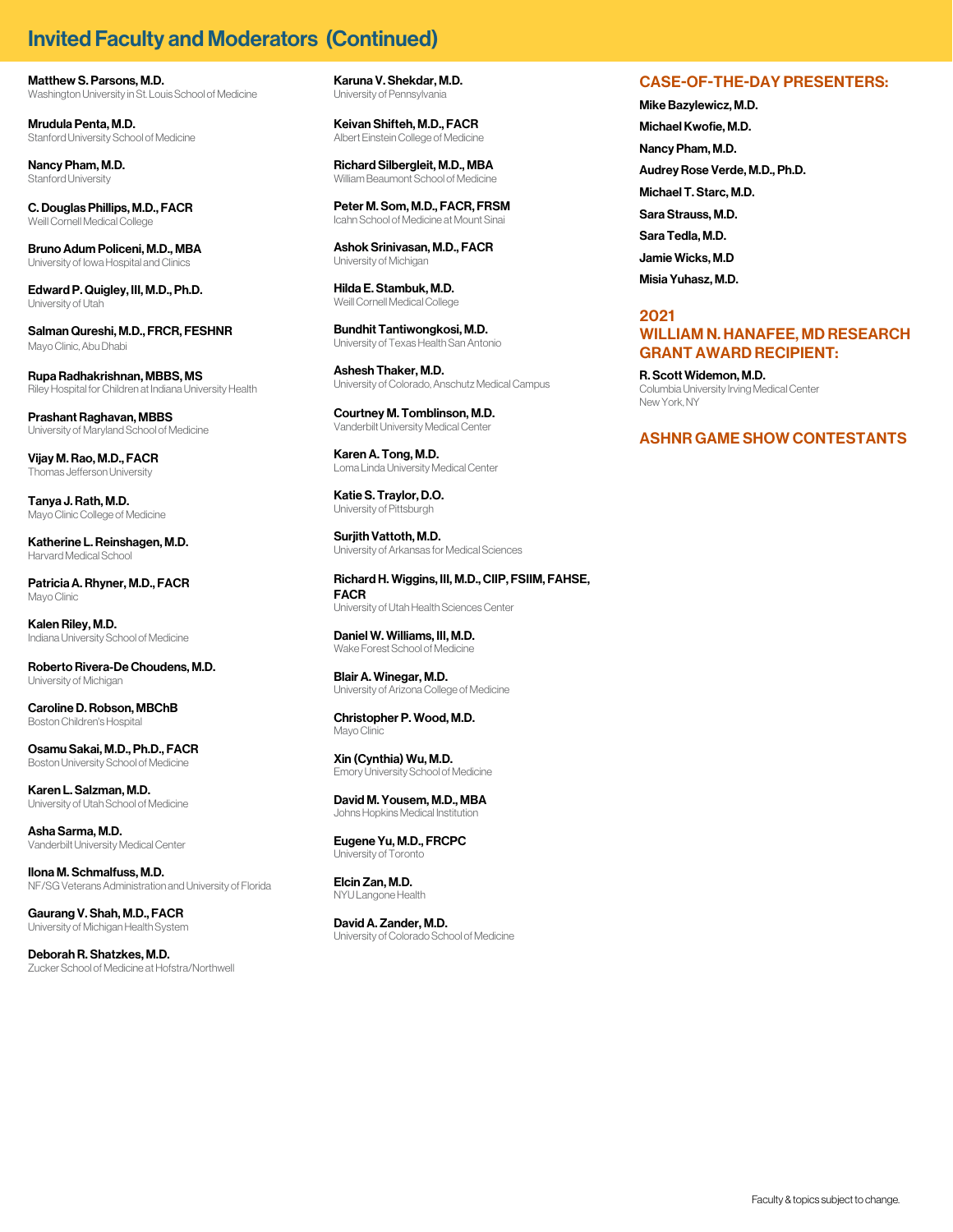# Invited Faculty and Moderators (Continued)

**Matthew S. Parsons, M.D.**
Washington University in St. Louis School of Medicine

**Mrudula Penta, M.D.**
Stanford University School of Medicine

**Nancy Pham, M.D.**
Stanford University

**C. Douglas Phillips, M.D., FACR**
Weill Cornell Medical College

**Bruno Adum Policeni, M.D., MBA**
University of Iowa Hospital and Clinics

**Edward P. Quigley, III, M.D., Ph.D.**
University of Utah

**Salman Qureshi, M.D., FRCR, FESHNR**
Mayo Clinic, Abu Dhabi

**Rupa Radhakrishnan, MBBS, MS**
Riley Hospital for Children at Indiana University Health

**Prashant Raghavan, MBBS**
University of Maryland School of Medicine

**Vijay M. Rao, M.D., FACR**
Thomas Jefferson University

**Tanya J. Rath, M.D.**
Mayo Clinic College of Medicine

**Katherine L. Reinshagen, M.D.**
Harvard Medical School

**Patricia A. Rhyner, M.D., FACR**
Mayo Clinic

**Kalen Riley, M.D.**
Indiana University School of Medicine

**Roberto Rivera-De Choudens, M.D.**
University of Michigan

**Caroline D. Robson, MBChB**
Boston Children's Hospital

**Osamu Sakai, M.D., Ph.D., FACR**
Boston University School of Medicine

**Karen L. Salzman, M.D.**
University of Utah School of Medicine

**Asha Sarma, M.D.**
Vanderbilt University Medical Center

**Ilona M. Schmalfuss, M.D.**
NF/SG Veterans Administration and University of Florida

**Gaurang V. Shah, M.D., FACR**
University of Michigan Health System

**Deborah R. Shatzkes, M.D.**
Zucker School of Medicine at Hofstra/Northwell

**Karuna V. Shekdar, M.D.**
University of Pennsylvania

**Keivan Shifteh, M.D., FACR**
Albert Einstein College of Medicine

**Richard Silbergleit, M.D., MBA**
William Beaumont School of Medicine

**Peter M. Som, M.D., FACR, FRSM**
Icahn School of Medicine at Mount Sinai

**Ashok Srinivasan, M.D., FACR**
University of Michigan

**Hilda E. Stambuk, M.D.**
Weill Cornell Medical College

**Bundhit Tantiwongkosi, M.D.**
University of Texas Health San Antonio

**Ashesh Thaker, M.D.**
University of Colorado, Anschutz Medical Campus

**Courtney M. Tomblinson, M.D.**
Vanderbilt University Medical Center

**Karen A. Tong, M.D.**
Loma Linda University Medical Center

**Katie S. Traylor, D.O.**
University of Pittsburgh

**Surjith Vattoth, M.D.**
University of Arkansas for Medical Sciences

**Richard H. Wiggins, III, M.D., CIIP, FSIIM, FAHSE, FACR**
University of Utah Health Sciences Center

**Daniel W. Williams, III, M.D.**
Wake Forest School of Medicine

**Blair A. Winegar, M.D.**
University of Arizona College of Medicine

**Christopher P. Wood, M.D.**
Mayo Clinic

**Xin (Cynthia) Wu, M.D.**
Emory University School of Medicine

**David M. Yousem, M.D., MBA**
Johns Hopkins Medical Institution

**Eugene Yu, M.D., FRCPC**
University of Toronto

**Elcin Zan, M.D.**
NYU Langone Health

**David A. Zander, M.D.**
University of Colorado School of Medicine

## CASE-OF-THE-DAY PRESENTERS:

**Mike Bazylewicz, M.D.**

**Michael Kwofie, M.D.**

**Nancy Pham, M.D.**

**Audrey Rose Verde, M.D., Ph.D.**

**Michael T. Starc, M.D.**

**Sara Strauss, M.D.**

**Sara Tedla, M.D.**

**Jamie Wicks, M.D**

**Misia Yuhasz, M.D.**

## 2021 WILLIAM N. HANAFEE, MD RESEARCH GRANT AWARD RECIPIENT:

**R. Scott Widemon, M.D.**
Columbia University Irving Medical Center
New York, NY

## ASHNR GAME SHOW CONTESTANTS

Faculty & topics subject to change.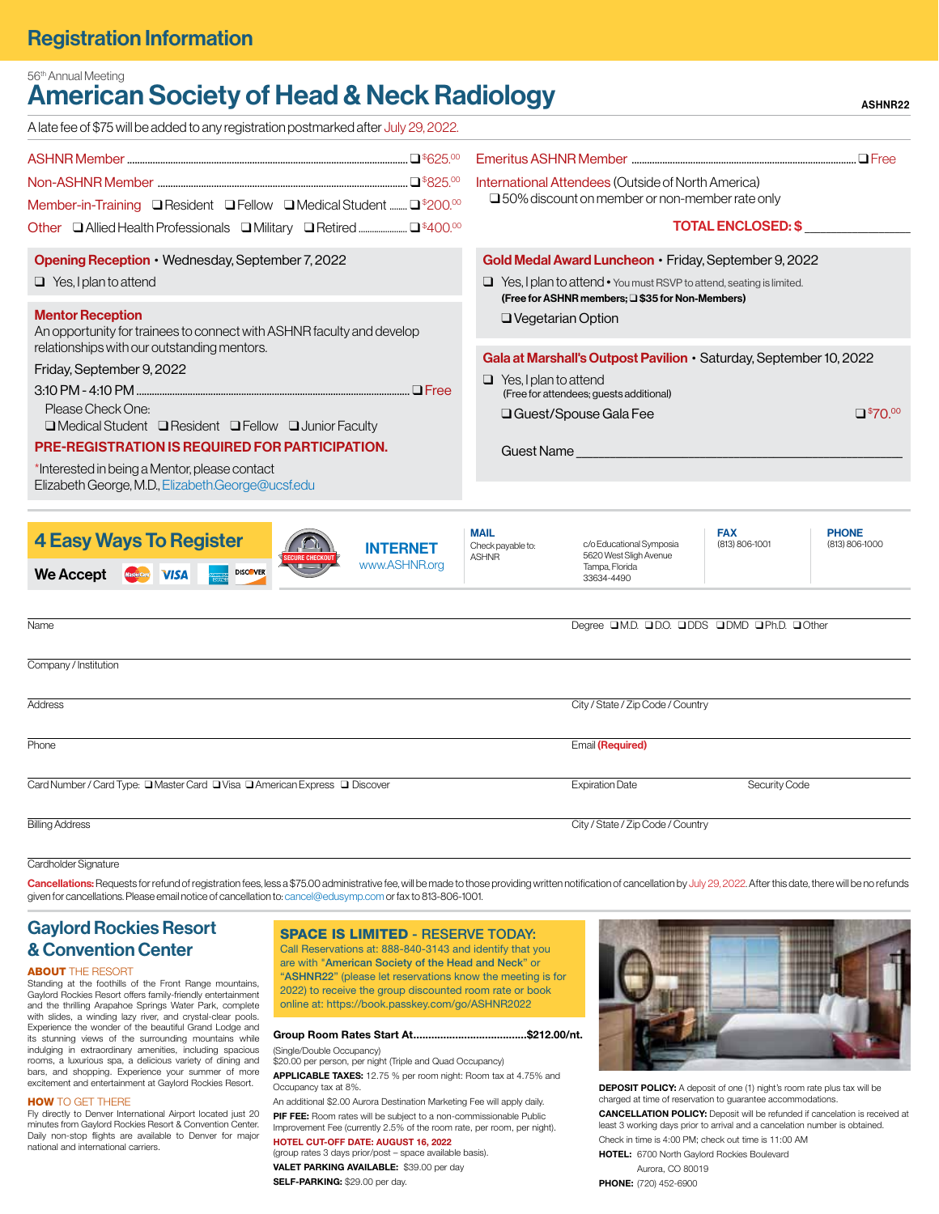## Registration Information

56th Annual Meeting

# American Society of Head & Neck Radiology

ASHNR22

A late fee of $75 will be added to any registration postmarked after July 29, 2022.

- ASHNR Member ❑ $625.00
- Non-ASHNR Member ❑ $825.00
- Member-in-Training ❑ Resident ❑ Fellow ❑ Medical Student ❑ $200.00
- Other ❑ Allied Health Professionals ❑ Military ❑ Retired ❑ $400.00
- Emeritus ASHNR Member ❑ Free
- International Attendees (Outside of North America)
  ❑ 50% discount on member or non-member rate only

**TOTAL ENCLOSED: $** _______________

**Opening Reception** • Wednesday, September 7, 2022

❑ Yes, I plan to attend

**Mentor Reception**

An opportunity for trainees to connect with ASHNR faculty and develop relationships with our outstanding mentors.

Friday, September 9, 2022

3:10 PM - 4:10 PM ❑ Free

Please Check One:
❑ Medical Student ❑ Resident ❑ Fellow ❑ Junior Faculty

**PRE-REGISTRATION IS REQUIRED FOR PARTICIPATION.**

*Interested in being a Mentor, please contact Elizabeth George, M.D., Elizabeth.George@ucsf.edu

**Gold Medal Award Luncheon** • Friday, September 9, 2022

❑ Yes, I plan to attend • You must RSVP to attend, seating is limited.
**(Free for ASHNR members; ❑ $35 for Non-Members)**
❑ Vegetarian Option

**Gala at Marshall's Outpost Pavilion** • Saturday, September 10, 2022

❑ Yes, I plan to attend
(Free for attendees; guests additional)
❑ Guest/Spouse Gala Fee ❑ $70.00

Guest Name _______________________________

## 4 Easy Ways To Register

We Accept: MasterCard, VISA, American Express, Discover

SECURE CHECKOUT

**INTERNET**
www.ASHNR.org

**MAIL**
Check payable to: ASHNR
c/o Educational Symposia
5620 West Sligh Avenue
Tampa, Florida
33634-4490

**FAX**
(813) 806-1001

**PHONE**
(813) 806-1000

Name ____________ Degree ❑ M.D. ❑ D.O. ❑ DDS ❑ DMD ❑ Ph.D. ❑ Other

Company / Institution ____________

Address ____________ City / State / Zip Code / Country ____________

Phone ____________ Email **(Required)** ____________

Card Number / Card Type: ❑ Master Card ❑ Visa ❑ American Express ❑ Discover ____________ Expiration Date ____________ Security Code ____________

Billing Address ____________ City / State / Zip Code / Country ____________

Cardholder Signature ____________

**Cancellations:** Requests for refund of registration fees, less a $75.00 administrative fee, will be made to those providing written notification of cancellation by July 29, 2022. After this date, there will be no refunds given for cancellations. Please email notice of cancellation to: cancel@edusymp.com or fax to 813-806-1001.

## Gaylord Rockies Resort & Convention Center

**ABOUT THE RESORT**

Standing at the foothills of the Front Range mountains, Gaylord Rockies Resort offers family-friendly entertainment and the thrilling Arapahoe Springs Water Park, complete with slides, a winding lazy river, and crystal-clear pools. Experience the wonder of the beautiful Grand Lodge and its stunning views of the surrounding mountains while indulging in extraordinary amenities, including spacious rooms, a luxurious spa, a delicious variety of dining and bars, and shopping. Experience your summer of more excitement and entertainment at Gaylord Rockies Resort.

**HOW TO GET THERE**

Fly directly to Denver International Airport located just 20 minutes from Gaylord Rockies Resort & Convention Center. Daily non-stop flights are available to Denver for major national and international carriers.

**SPACE IS LIMITED - RESERVE TODAY:**

Call Reservations at: 888-840-3143 and identify that you are with "American Society of the Head and Neck" or "ASHNR22" (please let reservations know the meeting is for 2022) to receive the group discounted room rate or book online at: https://book.passkey.com/go/ASHNR2022

**Group Room Rates Start At...............$212.00/nt.**
(Single/Double Occupancy)
$20.00 per person, per night (Triple and Quad Occupancy)

**APPLICABLE TAXES:** 12.75 % per room night: Room tax at 4.75% and Occupancy tax at 8%.

An additional $2.00 Aurora Destination Marketing Fee will apply daily.

**PIF FEE:** Room rates will be subject to a non-commissionable Public Improvement Fee (currently 2.5% of the room rate, per room, per night).

**HOTEL CUT-OFF DATE: AUGUST 16, 2022**
(group rates 3 days prior/post – space available basis).

**VALET PARKING AVAILABLE:** $39.00 per day

**SELF-PARKING:** $29.00 per day.

**DEPOSIT POLICY:** A deposit of one (1) night's room rate plus tax will be charged at time of reservation to guarantee accommodations.

**CANCELLATION POLICY:** Deposit will be refunded if cancelation is received at least 3 working days prior to arrival and a cancelation number is obtained.

Check in time is 4:00 PM; check out time is 11:00 AM

**HOTEL:** 6700 North Gaylord Rockies Boulevard
Aurora, CO 80019

**PHONE:** (720) 452-6900